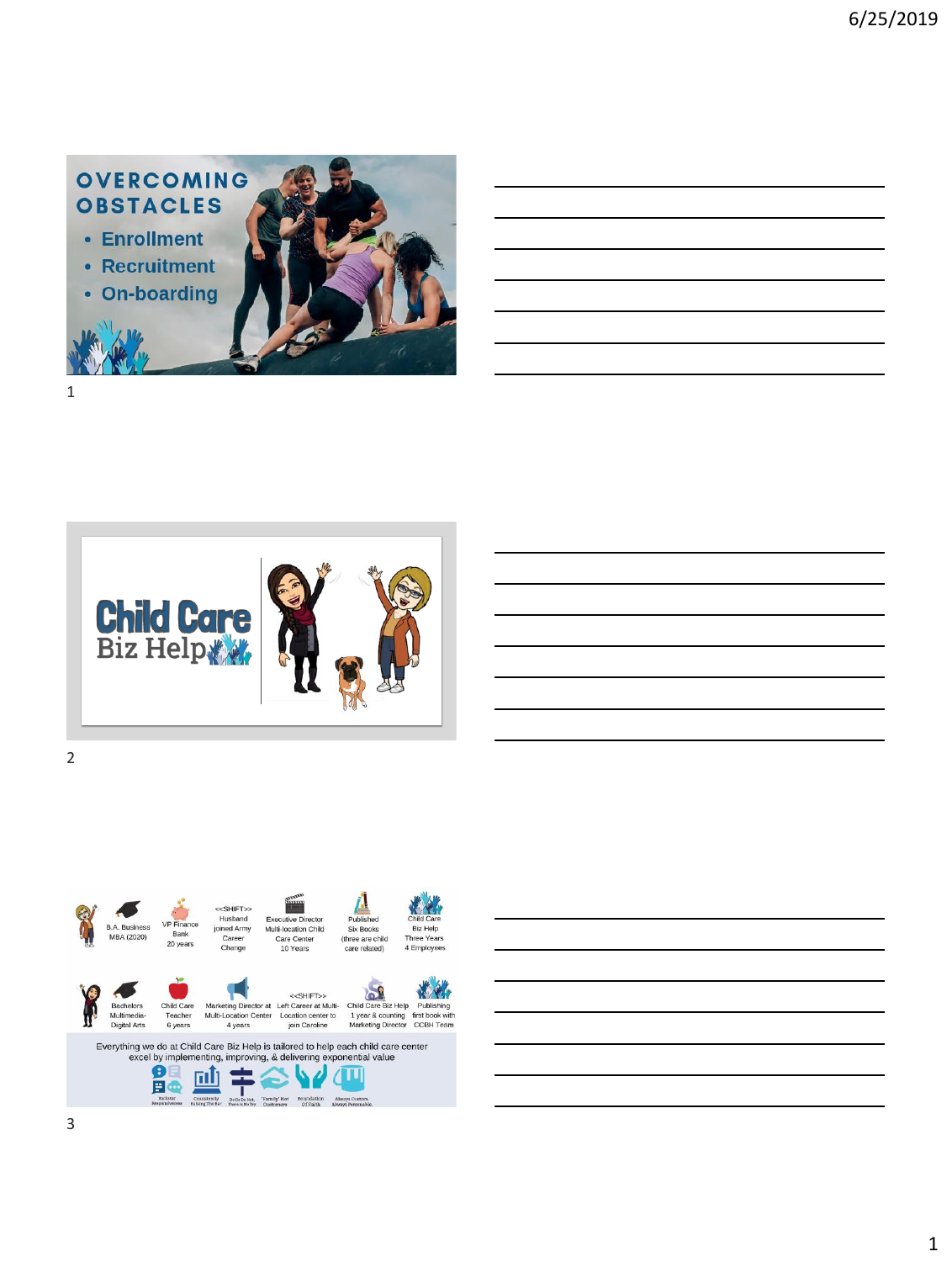# OVERCOMING OBSTACLES

- Enrollment
- Recruitment
- On-boarding

---

Child Care Biz Help

---

B.A. Business MBA (2020)

VP Finance Bank 20 years

<<SHIFT>> Husband joined Army Career Change

Executive Director Multi-location Child Care Center 10 Years

Published Six Books (three are child care related)

Child Care Biz Help Three Years 4 Employees

Bachelors Multimedia-Digital Arts

Child Care Teacher 6 years

Marketing Director at Multi-Location Center 4 years

<<SHIFT>> Left Career at Multi-Location center to join Caroline

Child Care Biz Help 1 year & counting Marketing Director

Publishing first book with CCBH Team

Everything we do at Child Care Biz Help is tailored to help each child care center excel by implementing, improving, & delivering exponential value

Rockstar Responsiveness | Consistently Raising The Bar | Do Or Do Not, There is No Try | 'Family' Not Customers | Foundation Of Faith | Always Custom, Always Personable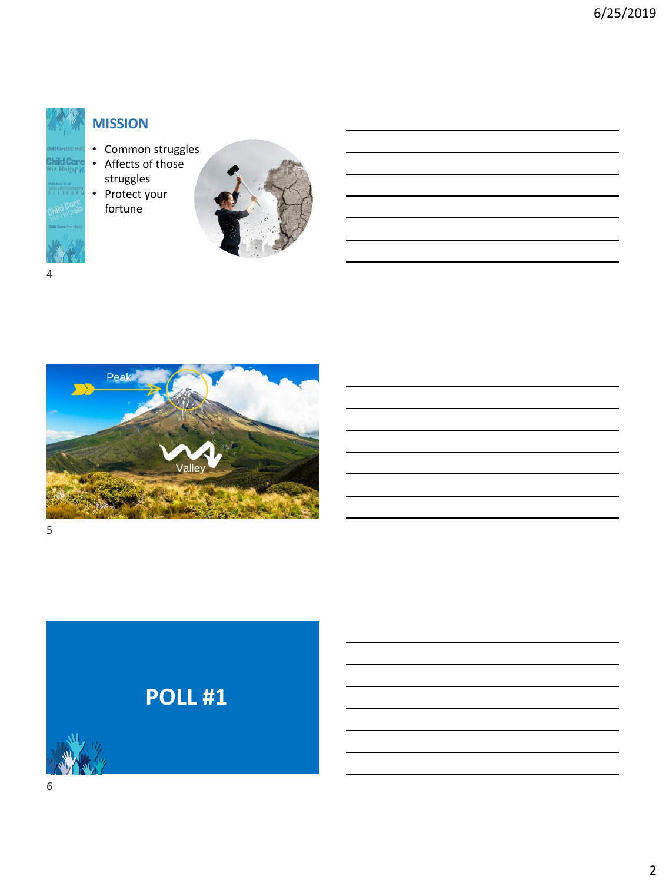## MISSION

- Common struggles
- Affects of those struggles
- Protect your fortune

Peak

Valley

## POLL #1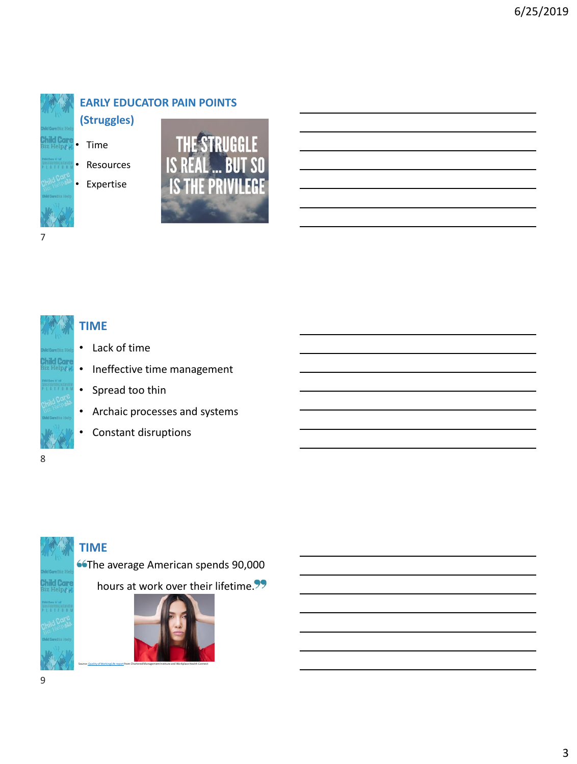## EARLY EDUCATOR PAIN POINTS (Struggles)

- Time
- Resources
- Expertise

THE STRUGGLE IS REAL ... BUT SO IS THE PRIVILEGE

## TIME

- Lack of time
- Ineffective time management
- Spread too thin
- Archaic processes and systems
- Constant disruptions

## TIME

"The average American spends 90,000 hours at work over their lifetime."

Source: Quality of Working Life report from Chartered Management Institute and Workplace Health Connect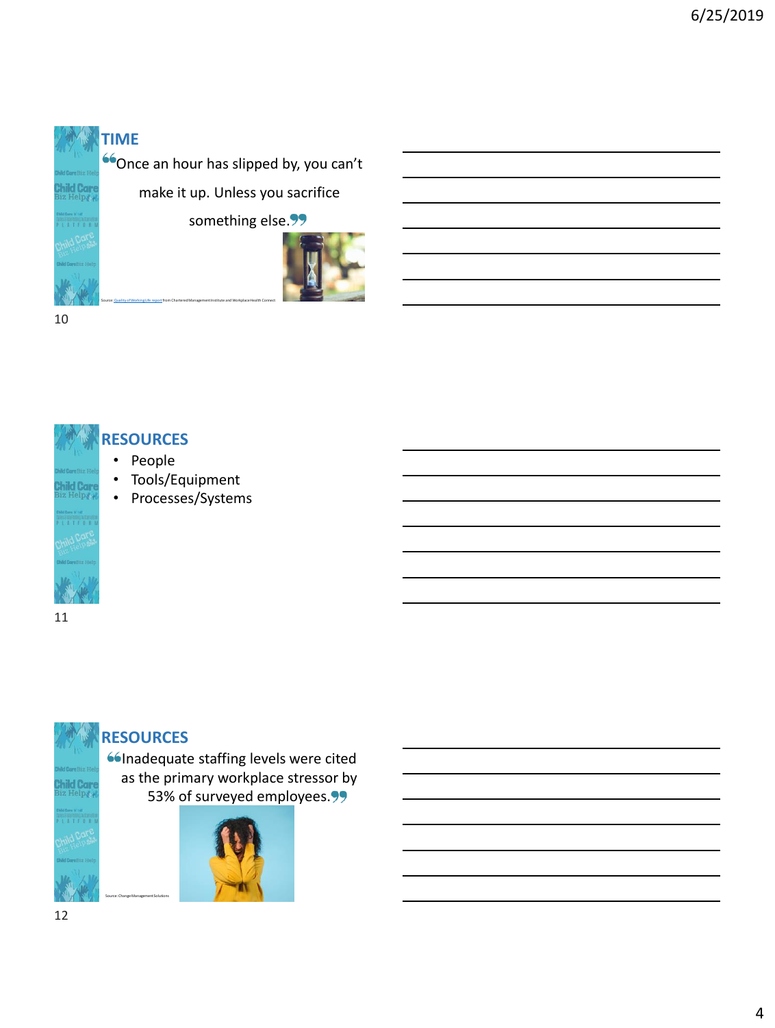## TIME

"Once an hour has slipped by, you can't make it up. Unless you sacrifice something else."

Source: Quality of Working Life report from Chartered Management Institute and Workplace Health Connect

## RESOURCES

- People
- Tools/Equipment
- Processes/Systems

## RESOURCES

"Inadequate staffing levels were cited as the primary workplace stressor by 53% of surveyed employees."

Source: Change Management Solutions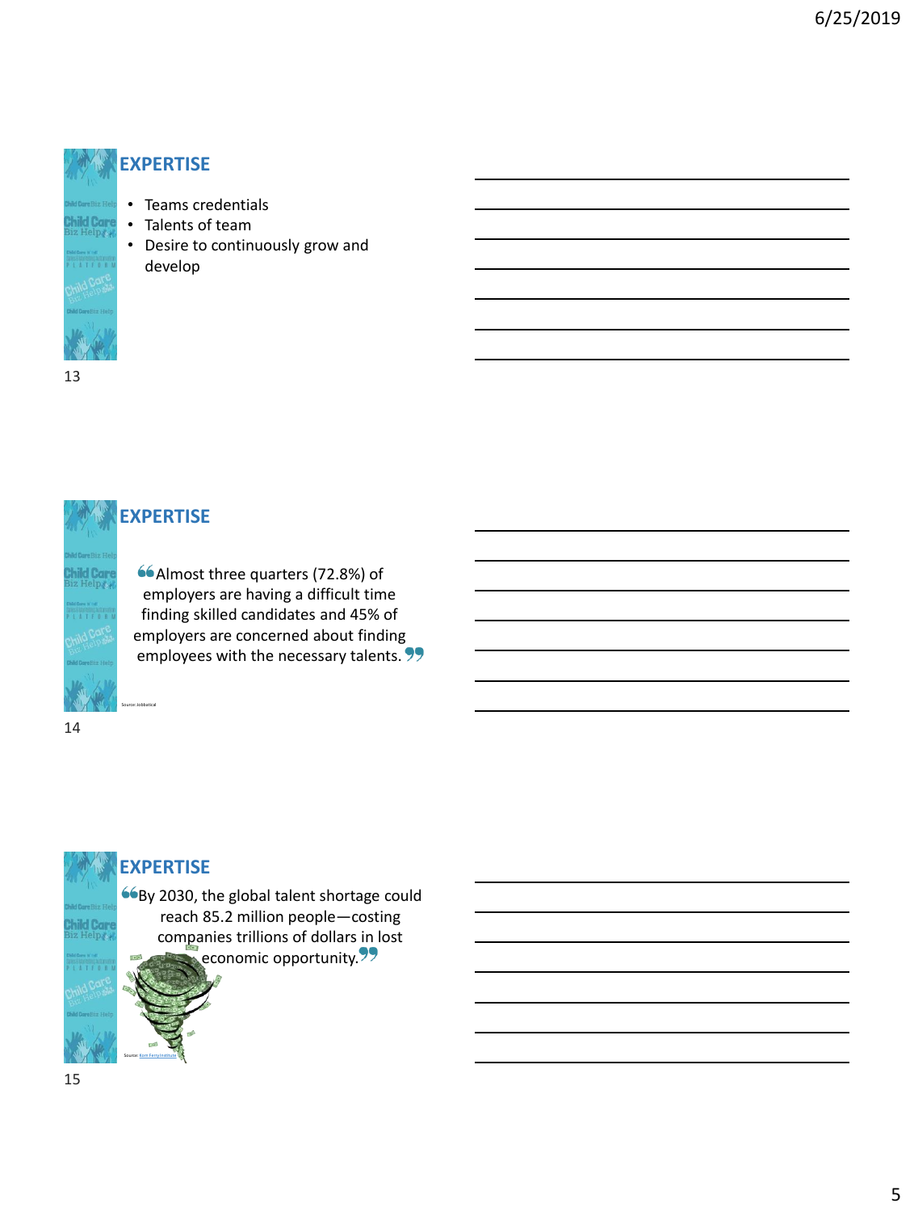## EXPERTISE

- Teams credentials
- Talents of team
- Desire to continuously grow and develop

## EXPERTISE

"Almost three quarters (72.8%) of employers are having a difficult time finding skilled candidates and 45% of employers are concerned about finding employees with the necessary talents."

Source: Jobbatical

## EXPERTISE

"By 2030, the global talent shortage could reach 85.2 million people—costing companies trillions of dollars in lost economic opportunity."

Source: Korn Ferry Institute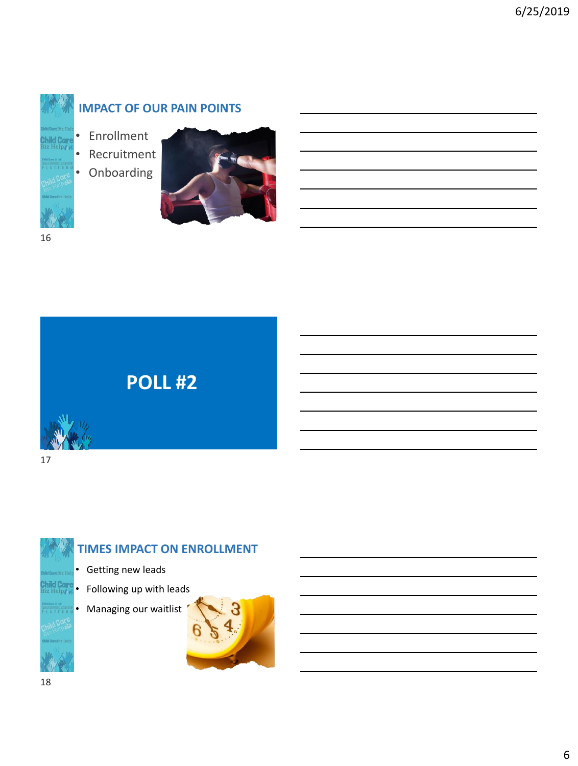## IMPACT OF OUR PAIN POINTS

- Enrollment
- Recruitment
- Onboarding

## POLL #2

## TIMES IMPACT ON ENROLLMENT

- Getting new leads
- Following up with leads
- Managing our waitlist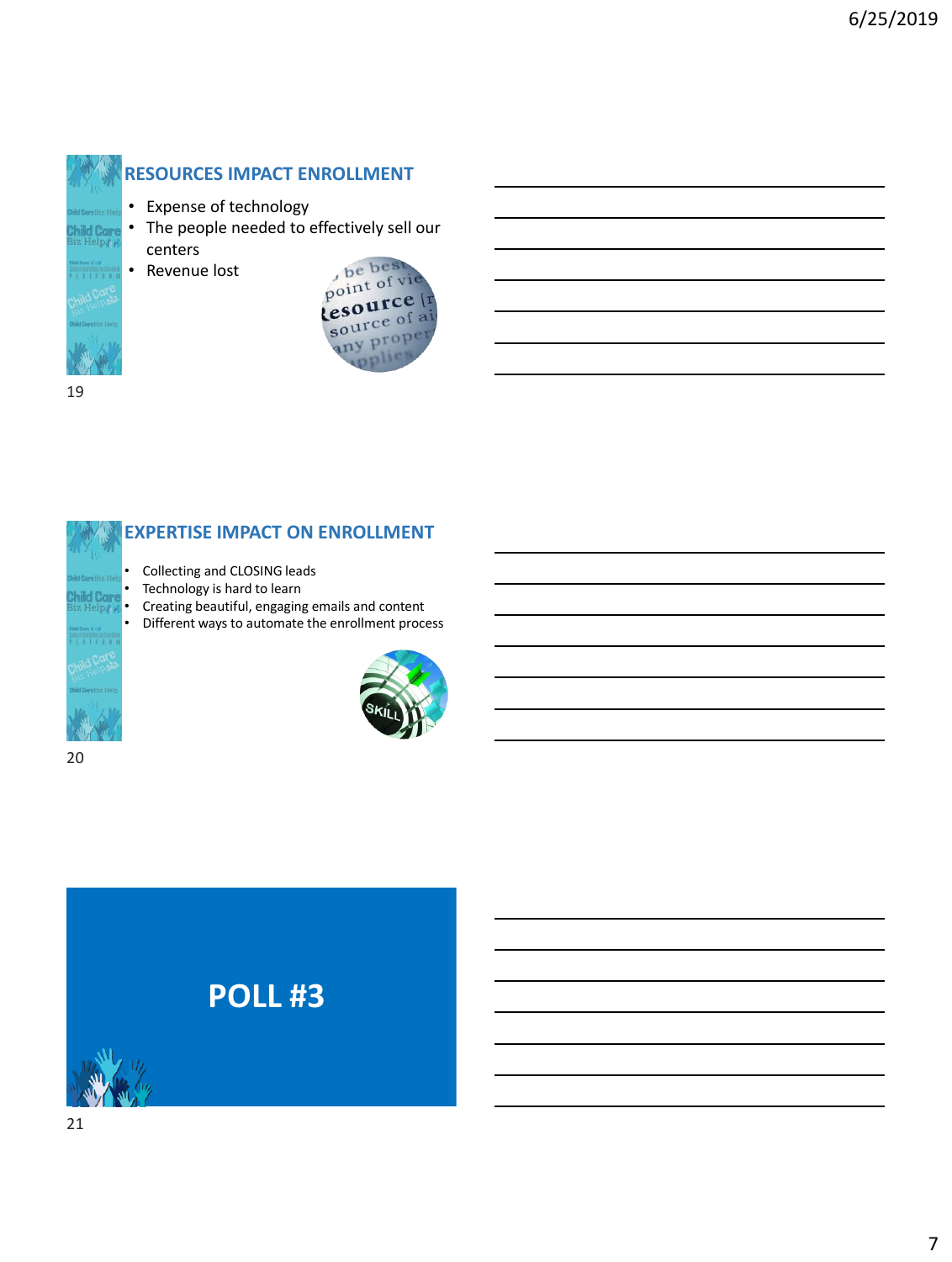## RESOURCES IMPACT ENROLLMENT

- Expense of technology
- The people needed to effectively sell our centers
- Revenue lost

## EXPERTISE IMPACT ON ENROLLMENT

- Collecting and CLOSING leads
- Technology is hard to learn
- Creating beautiful, engaging emails and content
- Different ways to automate the enrollment process

## POLL #3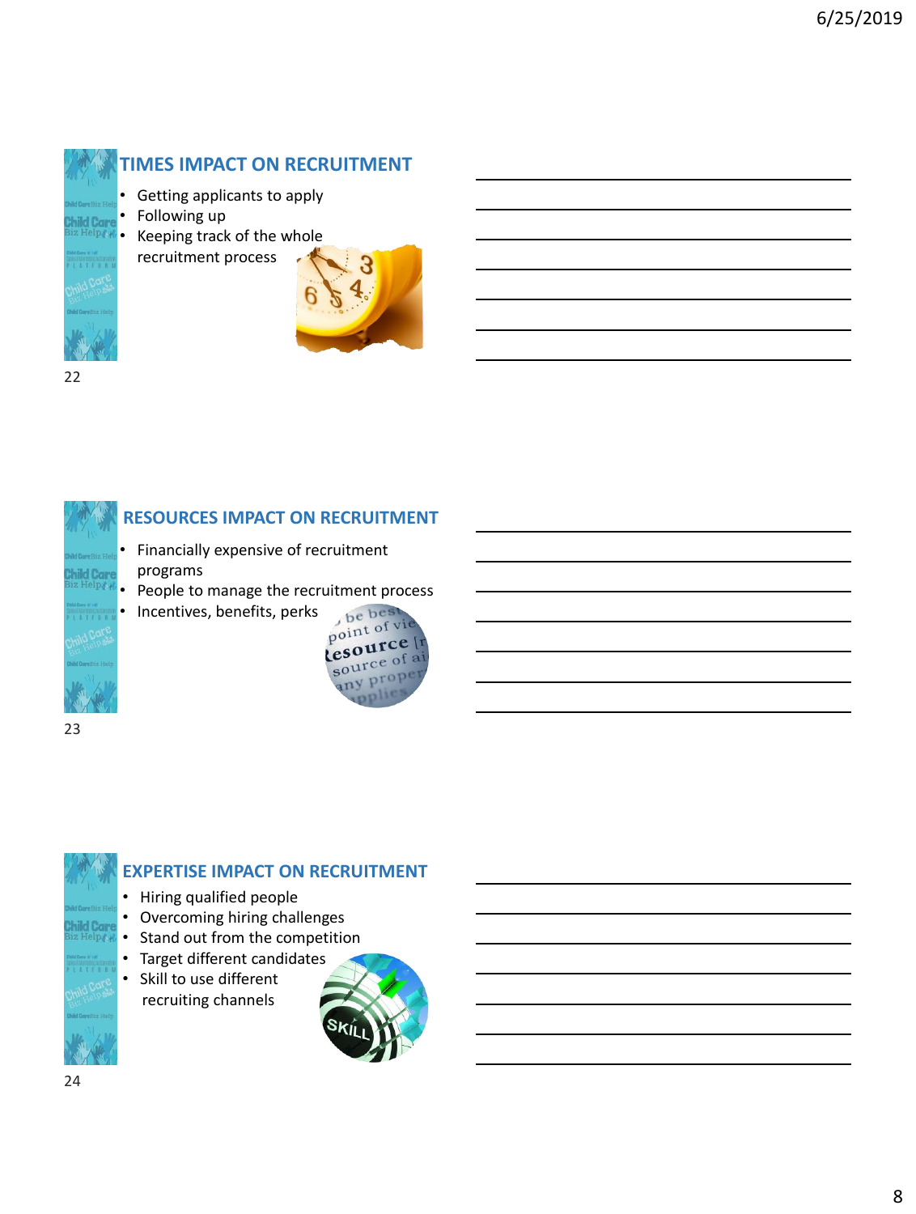## TIMES IMPACT ON RECRUITMENT

- Getting applicants to apply
- Following up
- Keeping track of the whole recruitment process

## RESOURCES IMPACT ON RECRUITMENT

- Financially expensive of recruitment programs
- People to manage the recruitment process
- Incentives, benefits, perks

## EXPERTISE IMPACT ON RECRUITMENT

- Hiring qualified people
- Overcoming hiring challenges
- Stand out from the competition
- Target different candidates
- Skill to use different recruiting channels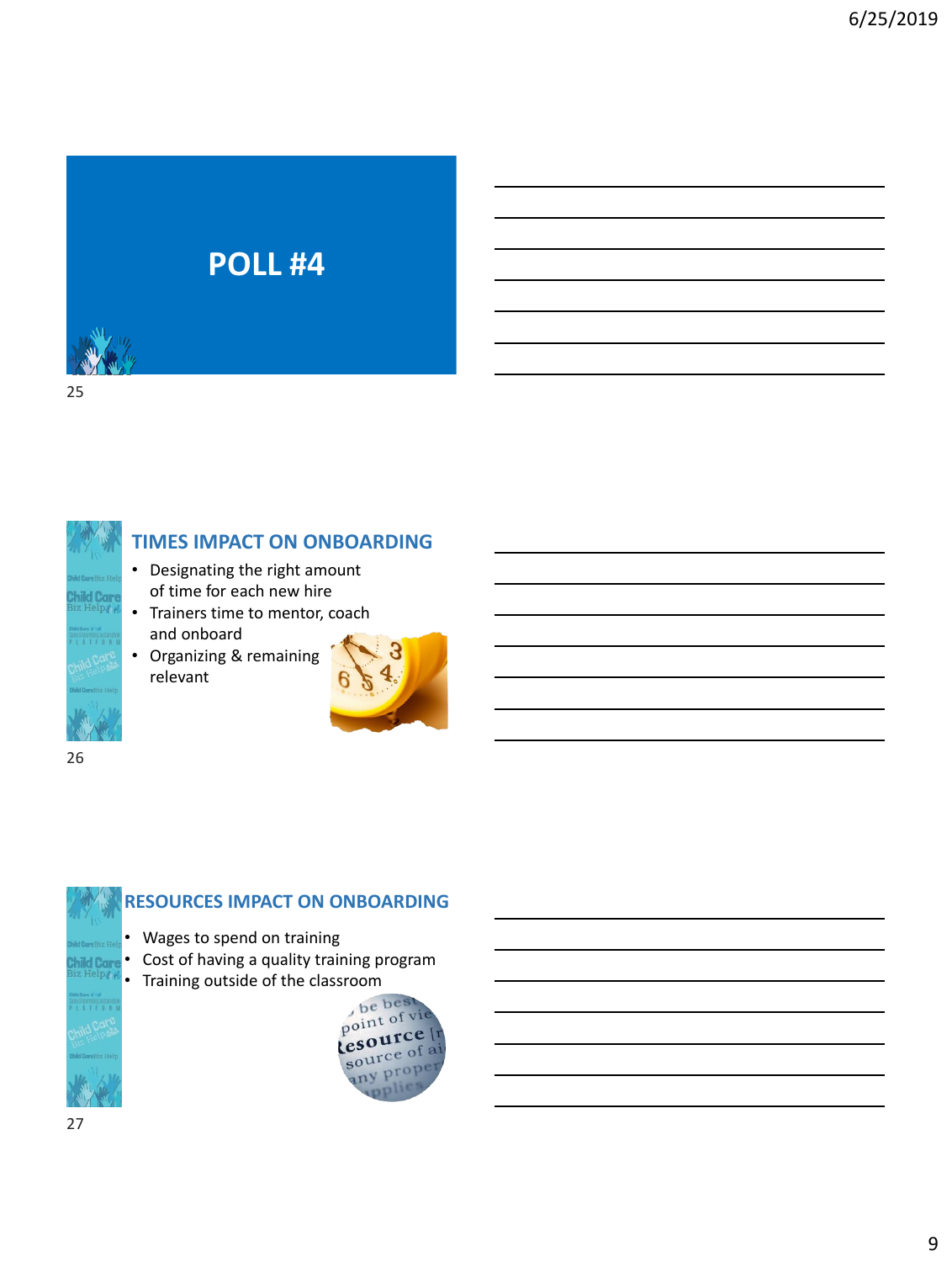## POLL #4

## TIMES IMPACT ON ONBOARDING

- Designating the right amount of time for each new hire
- Trainers time to mentor, coach and onboard
- Organizing & remaining relevant

## RESOURCES IMPACT ON ONBOARDING

- Wages to spend on training
- Cost of having a quality training program
- Training outside of the classroom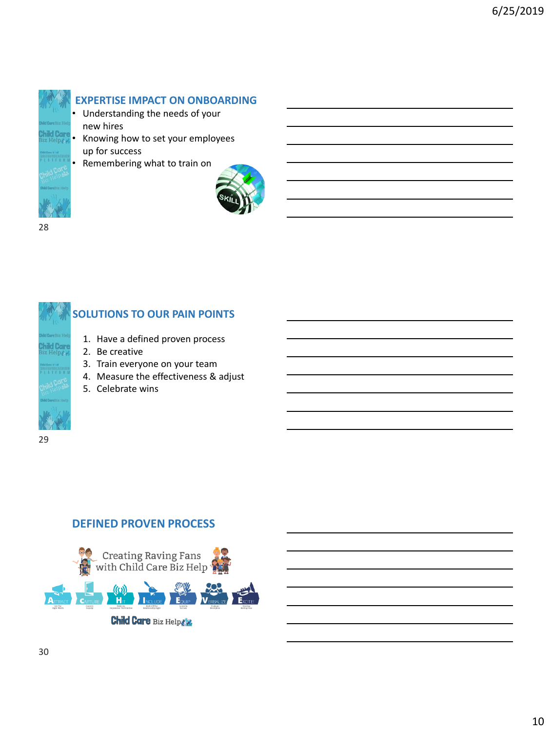## EXPERTISE IMPACT ON ONBOARDING

- Understanding the needs of your new hires
- Knowing how to set your employees up for success
- Remembering what to train on

## SOLUTIONS TO OUR PAIN POINTS

1. Have a defined proven process
2. Be creative
3. Train everyone on your team
4. Measure the effectiveness & adjust
5. Celebrate wins

## DEFINED PROVEN PROCESS

Creating Raving Fans with Child Care Biz Help

ATTRACT – CAPTURE – HIT – INCLUDE – EQUIP – VERBALIZE – EXCITE

Child Care Biz Help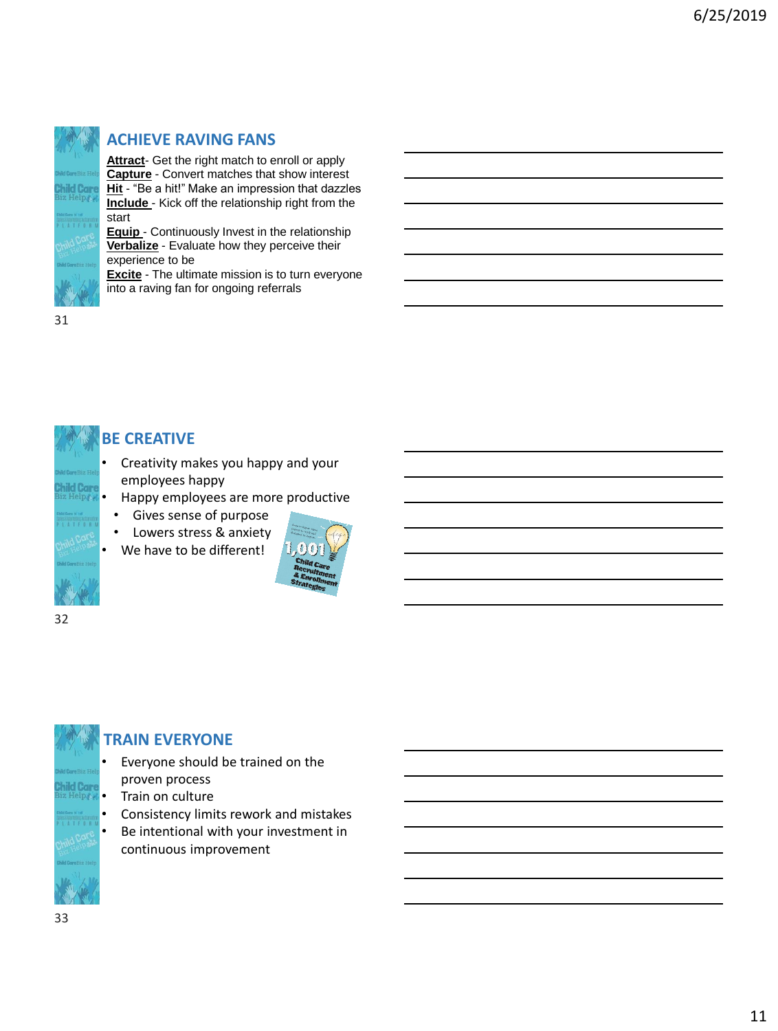## ACHIEVE RAVING FANS

**Attract**- Get the right match to enroll or apply
**Capture** - Convert matches that show interest
**Hit** - "Be a hit!" Make an impression that dazzles
**Include** - Kick off the relationship right from the start
**Equip** - Continuously Invest in the relationship
**Verbalize** - Evaluate how they perceive their experience to be
**Excite** - The ultimate mission is to turn everyone into a raving fan for ongoing referrals

## BE CREATIVE

- Creativity makes you happy and your employees happy
- Happy employees are more productive
  - Gives sense of purpose
  - Lowers stress & anxiety
- We have to be different!

## TRAIN EVERYONE

- Everyone should be trained on the proven process
- Train on culture
- Consistency limits rework and mistakes
- Be intentional with your investment in continuous improvement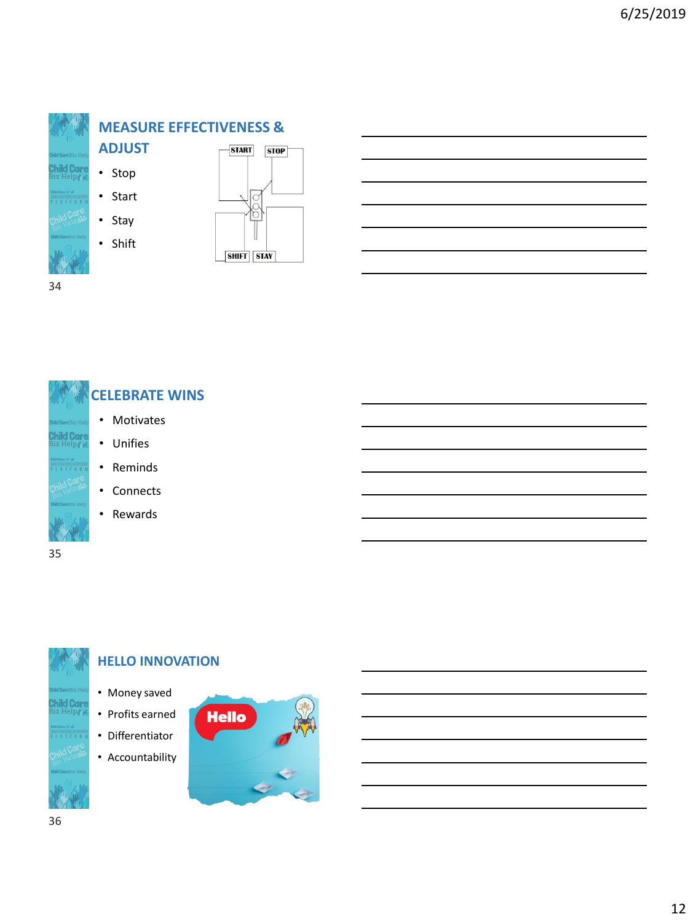## MEASURE EFFECTIVENESS & ADJUST

- Stop
- Start
- Stay
- Shift

## CELEBRATE WINS

- Motivates
- Unifies
- Reminds
- Connects
- Rewards

## HELLO INNOVATION

- Money saved
- Profits earned
- Differentiator
- Accountability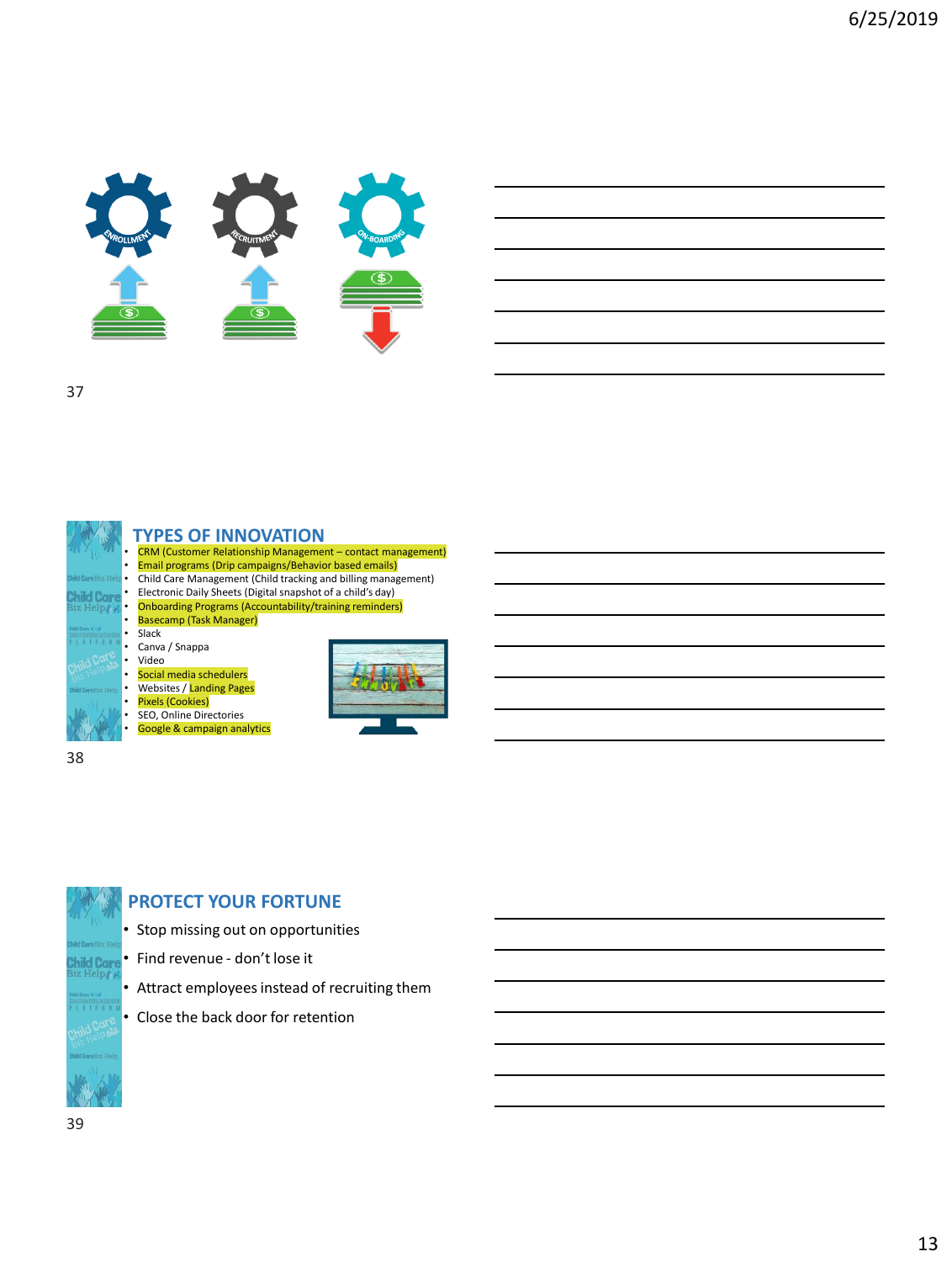ENROLLMENT

RECRUITMENT

ON-BOARDING

## TYPES OF INNOVATION

- CRM (Customer Relationship Management – contact management)
- Email programs (Drip campaigns/Behavior based emails)
- Child Care Management (Child tracking and billing management)
- Electronic Daily Sheets (Digital snapshot of a child's day)
- Onboarding Programs (Accountability/training reminders)
- Basecamp (Task Manager)
- Slack
- Canva / Snappa
- Video
- Social media schedulers
- Websites / Landing Pages
- Pixels (Cookies)
- SEO, Online Directories
- Google & campaign analytics

## PROTECT YOUR FORTUNE

- Stop missing out on opportunities
- Find revenue - don't lose it
- Attract employees instead of recruiting them
- Close the back door for retention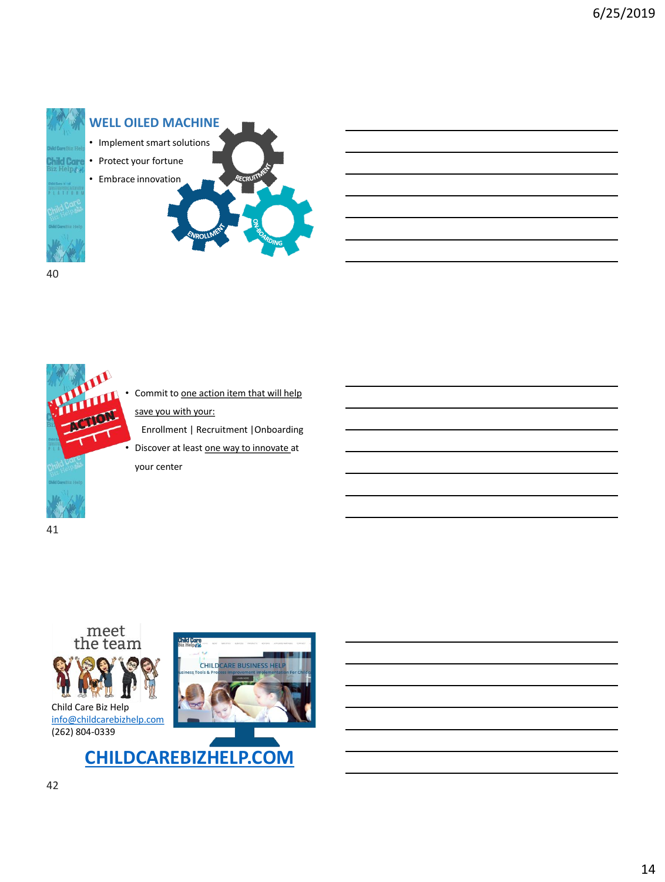## WELL OILED MACHINE

- Implement smart solutions
- Protect your fortune
- Embrace innovation

RECRUITMENT

ENROLLMENT

ON-BOARDING

---

ACTION

- Commit to one action item that will help save you with your:

  Enrollment | Recruitment |Onboarding

- Discover at least one way to innovate at your center

---

meet the team

Child Care Biz Help
info@childcarebizhelp.com
(262) 804-0339

CHILDCARE BUSINESS HELP

**CHILDCAREBIZHELP.COM**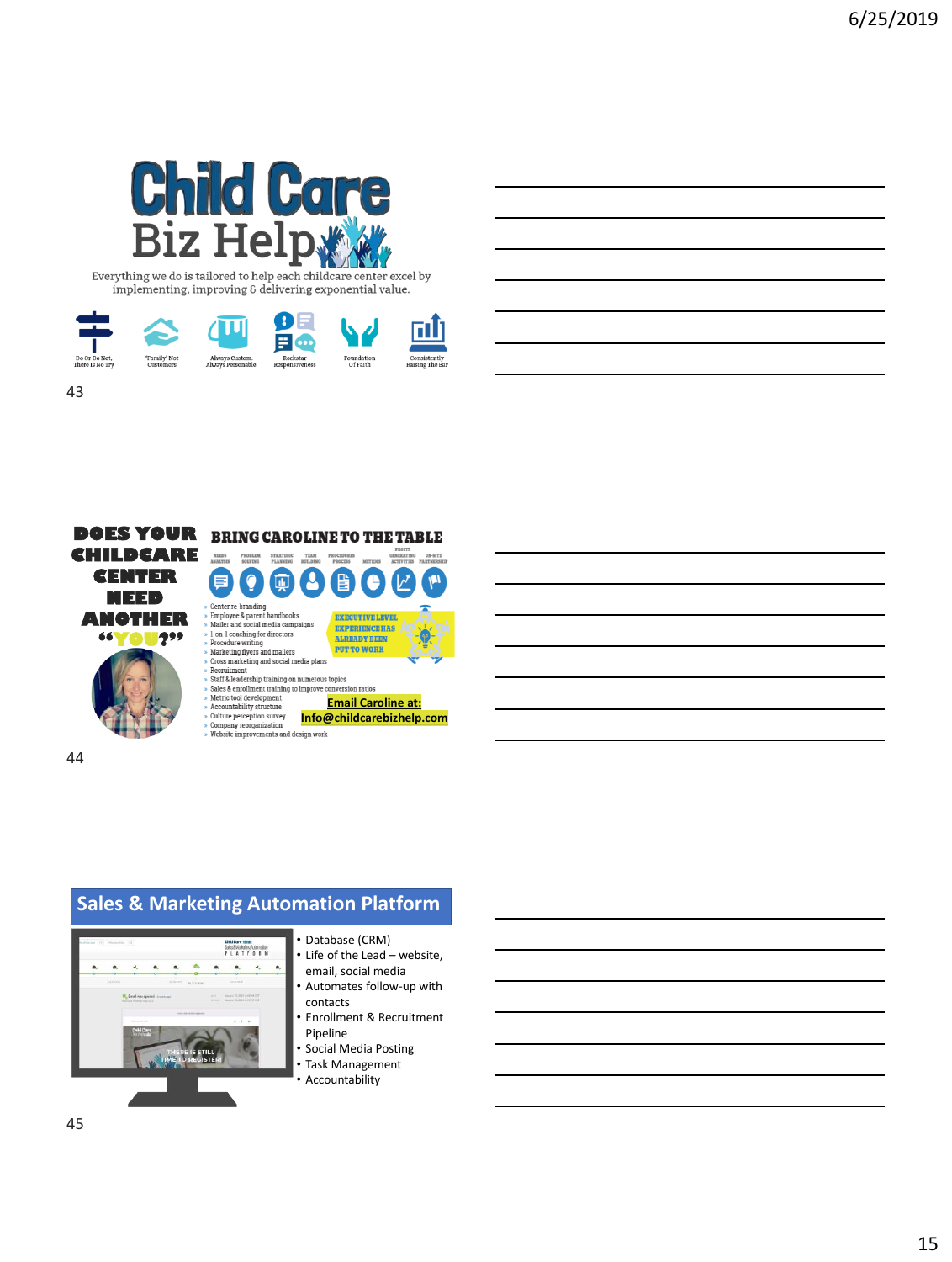# Child Care Biz Help

Everything we do is tailored to help each childcare center excel by implementing, improving & delivering exponential value.

- Do Or Do Not, There Is No Try
- 'Family' Not Customers
- Always Custom. Always Personable.
- Rockstar Responsiveness
- Foundation Of Faith
- Consistently Raising The Bar

---

## DOES YOUR CHILDCARE CENTER NEED ANOTHER "YOU?"

### BRING CAROLINE TO THE TABLE

NEEDS ANALYSIS · PROBLEM SOLVING · STRATEGIC PLANNING · TEAM BUILDING · PROCEDURES PROCESS · METRICS · PROFIT GENERATING ACTIVITIES · ON-SITE PARTNERSHIP

- Center re-branding
- Employee & parent handbooks
- Mailer and social media campaigns
- 1-on-1 coaching for directors
- Procedure writing
- Marketing flyers and mailers
- Cross marketing and social media plans
- Recruitment
- Staff & leadership training on numerous topics
- Sales & enrollment training to improve conversion ratios
- Metric tool development
- Accountability structure
- Culture perception survey
- Company reorganization
- Website improvements and design work

EXECUTIVE LEVEL EXPERIENCE HAS ALREADY BEEN PUT TO WORK

**Email Caroline at:**
**Info@childcarebizhelp.com**

---

## Sales & Marketing Automation Platform

- Database (CRM)
- Life of the Lead – website, email, social media
- Automates follow-up with contacts
- Enrollment & Recruitment Pipeline
- Social Media Posting
- Task Management
- Accountability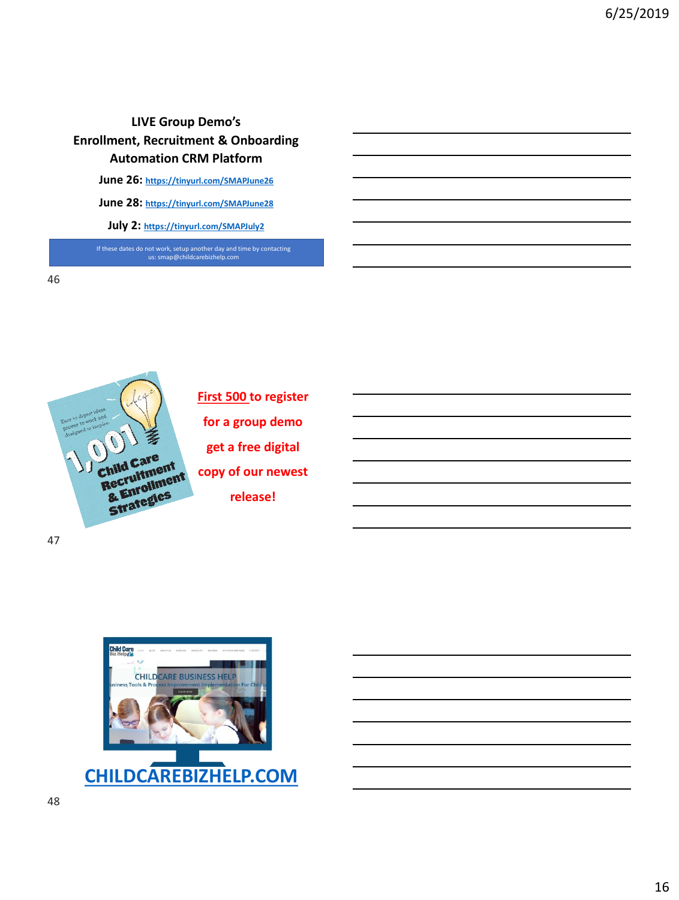**LIVE Group Demo's**
**Enrollment, Recruitment & Onboarding Automation CRM Platform**

**June 26:** https://tinyurl.com/SMAPJune26

**June 28:** https://tinyurl.com/SMAPJune28

**July 2:** https://tinyurl.com/SMAPJuly2

If these dates do not work, setup another day and time by contacting us: smap@childcarebizhelp.com

46

**First 500 to register for a group demo get a free digital copy of our newest release!**

47

**CHILDCAREBIZHELP.COM**

48